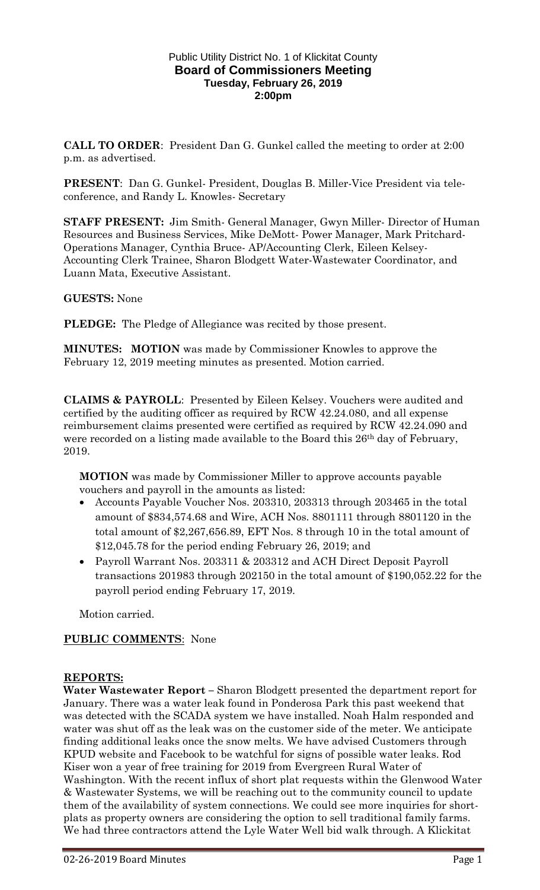Public Utility District No. 1 of Klickitat County
**Board of Commissioners Meeting**
**Tuesday, February 26, 2019**
**2:00pm**

**CALL TO ORDER**: President Dan G. Gunkel called the meeting to order at 2:00 p.m. as advertised.

**PRESENT**: Dan G. Gunkel- President, Douglas B. Miller-Vice President via tele-conference, and Randy L. Knowles- Secretary

**STAFF PRESENT:** Jim Smith- General Manager, Gwyn Miller- Director of Human Resources and Business Services, Mike DeMott- Power Manager, Mark Pritchard-Operations Manager, Cynthia Bruce- AP/Accounting Clerk, Eileen Kelsey-Accounting Clerk Trainee, Sharon Blodgett Water-Wastewater Coordinator, and Luann Mata, Executive Assistant.

**GUESTS:** None

**PLEDGE:** The Pledge of Allegiance was recited by those present.

**MINUTES: MOTION** was made by Commissioner Knowles to approve the February 12, 2019 meeting minutes as presented. Motion carried.

**CLAIMS & PAYROLL**: Presented by Eileen Kelsey. Vouchers were audited and certified by the auditing officer as required by RCW 42.24.080, and all expense reimbursement claims presented were certified as required by RCW 42.24.090 and were recorded on a listing made available to the Board this 26th day of February, 2019.

**MOTION** was made by Commissioner Miller to approve accounts payable vouchers and payroll in the amounts as listed:

- Accounts Payable Voucher Nos. 203310, 203313 through 203465 in the total amount of $834,574.68 and Wire, ACH Nos. 8801111 through 8801120 in the total amount of $2,267,656.89, EFT Nos. 8 through 10 in the total amount of $12,045.78 for the period ending February 26, 2019; and
- Payroll Warrant Nos. 203311 & 203312 and ACH Direct Deposit Payroll transactions 201983 through 202150 in the total amount of $190,052.22 for the payroll period ending February 17, 2019.

Motion carried.

**PUBLIC COMMENTS**: None

**REPORTS:**

**Water Wastewater Report –** Sharon Blodgett presented the department report for January. There was a water leak found in Ponderosa Park this past weekend that was detected with the SCADA system we have installed. Noah Halm responded and water was shut off as the leak was on the customer side of the meter. We anticipate finding additional leaks once the snow melts. We have advised Customers through KPUD website and Facebook to be watchful for signs of possible water leaks. Rod Kiser won a year of free training for 2019 from Evergreen Rural Water of Washington. With the recent influx of short plat requests within the Glenwood Water & Wastewater Systems, we will be reaching out to the community council to update them of the availability of system connections. We could see more inquiries for short-plats as property owners are considering the option to sell traditional family farms. We had three contractors attend the Lyle Water Well bid walk through. A Klickitat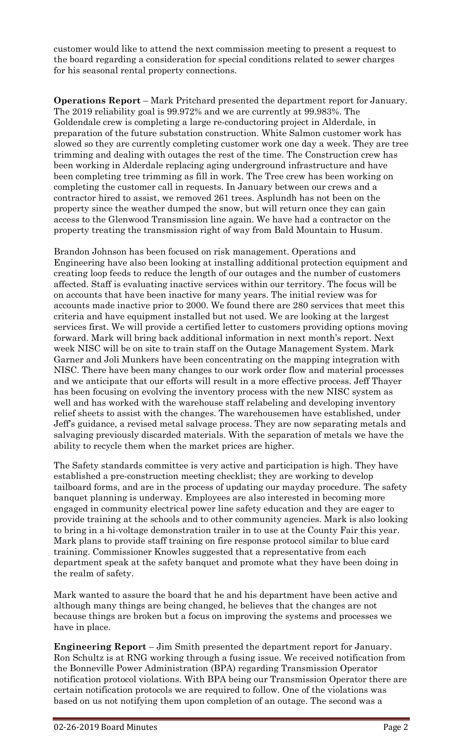customer would like to attend the next commission meeting to present a request to the board regarding a consideration for special conditions related to sewer charges for his seasonal rental property connections.

**Operations Report** – Mark Pritchard presented the department report for January. The 2019 reliability goal is 99.972% and we are currently at 99.983%. The Goldendale crew is completing a large re-conductoring project in Alderdale, in preparation of the future substation construction. White Salmon customer work has slowed so they are currently completing customer work one day a week. They are tree trimming and dealing with outages the rest of the time. The Construction crew has been working in Alderdale replacing aging underground infrastructure and have been completing tree trimming as fill in work. The Tree crew has been working on completing the customer call in requests. In January between our crews and a contractor hired to assist, we removed 261 trees. Asplundh has not been on the property since the weather dumped the snow, but will return once they can gain access to the Glenwood Transmission line again. We have had a contractor on the property treating the transmission right of way from Bald Mountain to Husum.

Brandon Johnson has been focused on risk management. Operations and Engineering have also been looking at installing additional protection equipment and creating loop feeds to reduce the length of our outages and the number of customers affected. Staff is evaluating inactive services within our territory. The focus will be on accounts that have been inactive for many years. The initial review was for accounts made inactive prior to 2000. We found there are 280 services that meet this criteria and have equipment installed but not used. We are looking at the largest services first. We will provide a certified letter to customers providing options moving forward. Mark will bring back additional information in next month's report. Next week NISC will be on site to train staff on the Outage Management System. Mark Garner and Joli Munkers have been concentrating on the mapping integration with NISC. There have been many changes to our work order flow and material processes and we anticipate that our efforts will result in a more effective process. Jeff Thayer has been focusing on evolving the inventory process with the new NISC system as well and has worked with the warehouse staff relabeling and developing inventory relief sheets to assist with the changes. The warehousemen have established, under Jeff's guidance, a revised metal salvage process. They are now separating metals and salvaging previously discarded materials. With the separation of metals we have the ability to recycle them when the market prices are higher.

The Safety standards committee is very active and participation is high. They have established a pre-construction meeting checklist; they are working to develop tailboard forms, and are in the process of updating our mayday procedure. The safety banquet planning is underway. Employees are also interested in becoming more engaged in community electrical power line safety education and they are eager to provide training at the schools and to other community agencies. Mark is also looking to bring in a hi-voltage demonstration trailer in to use at the County Fair this year. Mark plans to provide staff training on fire response protocol similar to blue card training. Commissioner Knowles suggested that a representative from each department speak at the safety banquet and promote what they have been doing in the realm of safety.

Mark wanted to assure the board that he and his department have been active and although many things are being changed, he believes that the changes are not because things are broken but a focus on improving the systems and processes we have in place.

**Engineering Report** – Jim Smith presented the department report for January. Ron Schultz is at RNG working through a fusing issue. We received notification from the Bonneville Power Administration (BPA) regarding Transmission Operator notification protocol violations. With BPA being our Transmission Operator there are certain notification protocols we are required to follow. One of the violations was based on us not notifying them upon completion of an outage. The second was a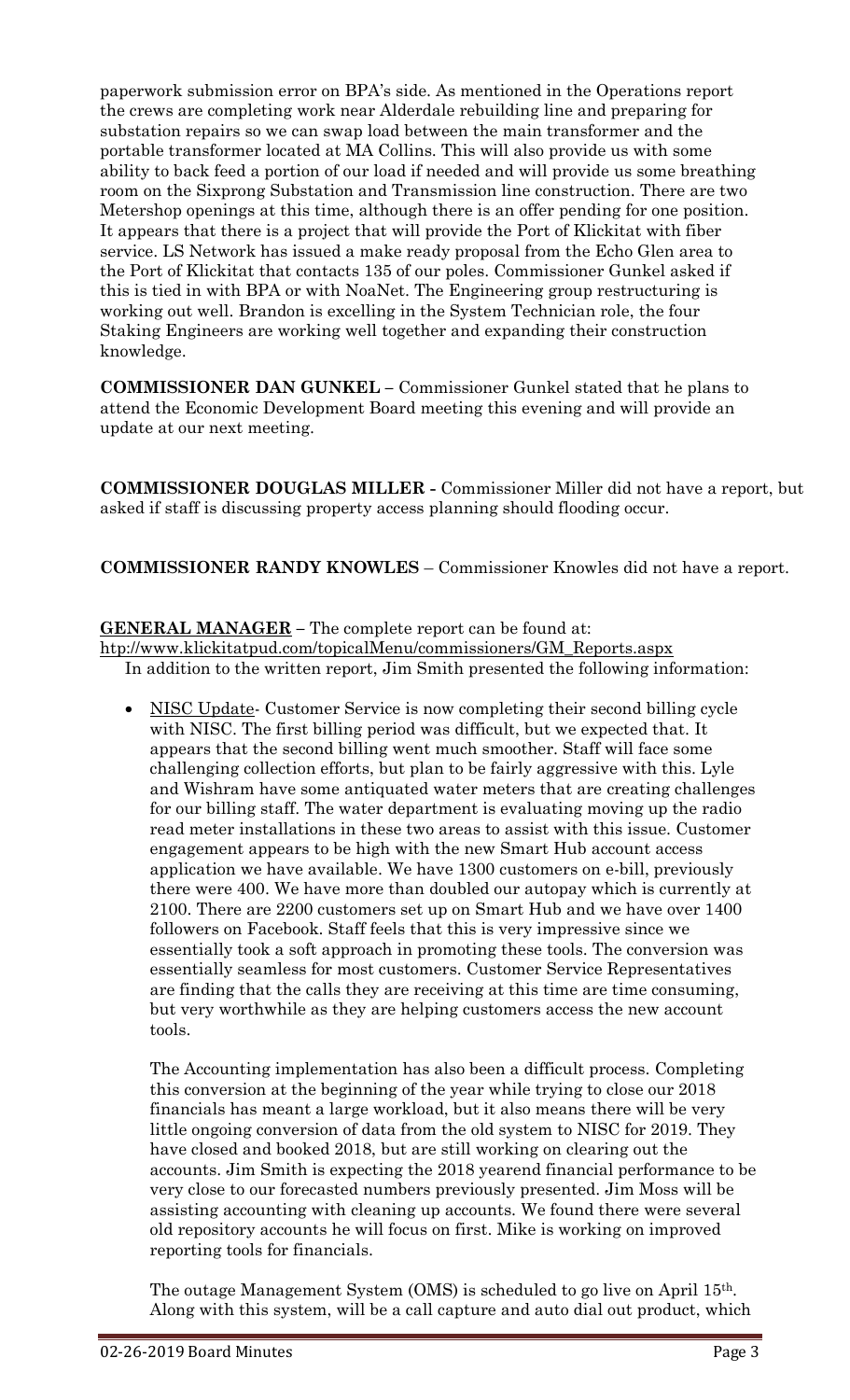paperwork submission error on BPA's side. As mentioned in the Operations report the crews are completing work near Alderdale rebuilding line and preparing for substation repairs so we can swap load between the main transformer and the portable transformer located at MA Collins. This will also provide us with some ability to back feed a portion of our load if needed and will provide us some breathing room on the Sixprong Substation and Transmission line construction. There are two Metershop openings at this time, although there is an offer pending for one position. It appears that there is a project that will provide the Port of Klickitat with fiber service. LS Network has issued a make ready proposal from the Echo Glen area to the Port of Klickitat that contacts 135 of our poles. Commissioner Gunkel asked if this is tied in with BPA or with NoaNet. The Engineering group restructuring is working out well. Brandon is excelling in the System Technician role, the four Staking Engineers are working well together and expanding their construction knowledge.

**COMMISSIONER DAN GUNKEL –** Commissioner Gunkel stated that he plans to attend the Economic Development Board meeting this evening and will provide an update at our next meeting.

**COMMISSIONER DOUGLAS MILLER -** Commissioner Miller did not have a report, but asked if staff is discussing property access planning should flooding occur.

**COMMISSIONER RANDY KNOWLES** – Commissioner Knowles did not have a report.

**GENERAL MANAGER –** The complete report can be found at: http://www.klickitatpud.com/topicalMenu/commissioners/GM_Reports.aspx
In addition to the written report, Jim Smith presented the following information:

- NISC Update- Customer Service is now completing their second billing cycle with NISC. The first billing period was difficult, but we expected that. It appears that the second billing went much smoother. Staff will face some challenging collection efforts, but plan to be fairly aggressive with this. Lyle and Wishram have some antiquated water meters that are creating challenges for our billing staff. The water department is evaluating moving up the radio read meter installations in these two areas to assist with this issue. Customer engagement appears to be high with the new Smart Hub account access application we have available. We have 1300 customers on e-bill, previously there were 400. We have more than doubled our autopay which is currently at 2100. There are 2200 customers set up on Smart Hub and we have over 1400 followers on Facebook. Staff feels that this is very impressive since we essentially took a soft approach in promoting these tools. The conversion was essentially seamless for most customers. Customer Service Representatives are finding that the calls they are receiving at this time are time consuming, but very worthwhile as they are helping customers access the new account tools.

  The Accounting implementation has also been a difficult process. Completing this conversion at the beginning of the year while trying to close our 2018 financials has meant a large workload, but it also means there will be very little ongoing conversion of data from the old system to NISC for 2019. They have closed and booked 2018, but are still working on clearing out the accounts. Jim Smith is expecting the 2018 yearend financial performance to be very close to our forecasted numbers previously presented. Jim Moss will be assisting accounting with cleaning up accounts. We found there were several old repository accounts he will focus on first. Mike is working on improved reporting tools for financials.

  The outage Management System (OMS) is scheduled to go live on April 15th. Along with this system, will be a call capture and auto dial out product, which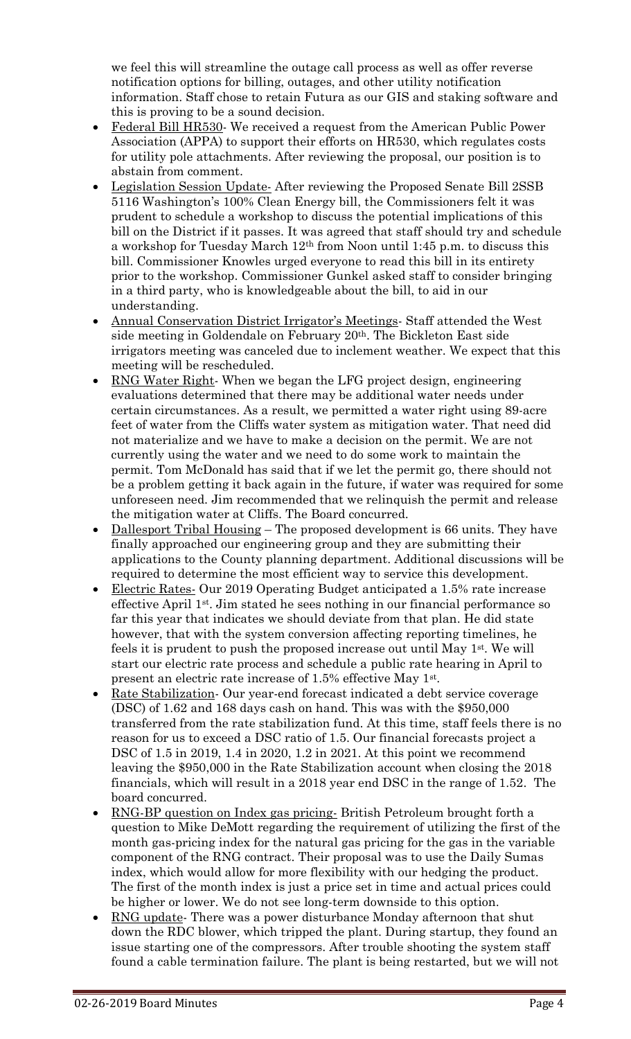we feel this will streamline the outage call process as well as offer reverse notification options for billing, outages, and other utility notification information. Staff chose to retain Futura as our GIS and staking software and this is proving to be a sound decision.

- Federal Bill HR530- We received a request from the American Public Power Association (APPA) to support their efforts on HR530, which regulates costs for utility pole attachments. After reviewing the proposal, our position is to abstain from comment.
- Legislation Session Update- After reviewing the Proposed Senate Bill 2SSB 5116 Washington's 100% Clean Energy bill, the Commissioners felt it was prudent to schedule a workshop to discuss the potential implications of this bill on the District if it passes. It was agreed that staff should try and schedule a workshop for Tuesday March 12th from Noon until 1:45 p.m. to discuss this bill. Commissioner Knowles urged everyone to read this bill in its entirety prior to the workshop. Commissioner Gunkel asked staff to consider bringing in a third party, who is knowledgeable about the bill, to aid in our understanding.
- Annual Conservation District Irrigator's Meetings- Staff attended the West side meeting in Goldendale on February 20th. The Bickleton East side irrigators meeting was canceled due to inclement weather. We expect that this meeting will be rescheduled.
- RNG Water Right- When we began the LFG project design, engineering evaluations determined that there may be additional water needs under certain circumstances. As a result, we permitted a water right using 89-acre feet of water from the Cliffs water system as mitigation water. That need did not materialize and we have to make a decision on the permit. We are not currently using the water and we need to do some work to maintain the permit. Tom McDonald has said that if we let the permit go, there should not be a problem getting it back again in the future, if water was required for some unforeseen need. Jim recommended that we relinquish the permit and release the mitigation water at Cliffs. The Board concurred.
- Dallesport Tribal Housing – The proposed development is 66 units. They have finally approached our engineering group and they are submitting their applications to the County planning department. Additional discussions will be required to determine the most efficient way to service this development.
- Electric Rates- Our 2019 Operating Budget anticipated a 1.5% rate increase effective April 1st. Jim stated he sees nothing in our financial performance so far this year that indicates we should deviate from that plan. He did state however, that with the system conversion affecting reporting timelines, he feels it is prudent to push the proposed increase out until May 1st. We will start our electric rate process and schedule a public rate hearing in April to present an electric rate increase of 1.5% effective May 1st.
- Rate Stabilization- Our year-end forecast indicated a debt service coverage (DSC) of 1.62 and 168 days cash on hand. This was with the $950,000 transferred from the rate stabilization fund. At this time, staff feels there is no reason for us to exceed a DSC ratio of 1.5. Our financial forecasts project a DSC of 1.5 in 2019, 1.4 in 2020, 1.2 in 2021. At this point we recommend leaving the $950,000 in the Rate Stabilization account when closing the 2018 financials, which will result in a 2018 year end DSC in the range of 1.52. The board concurred.
- RNG-BP question on Index gas pricing- British Petroleum brought forth a question to Mike DeMott regarding the requirement of utilizing the first of the month gas-pricing index for the natural gas pricing for the gas in the variable component of the RNG contract. Their proposal was to use the Daily Sumas index, which would allow for more flexibility with our hedging the product. The first of the month index is just a price set in time and actual prices could be higher or lower. We do not see long-term downside to this option.
- RNG update- There was a power disturbance Monday afternoon that shut down the RDC blower, which tripped the plant. During startup, they found an issue starting one of the compressors. After trouble shooting the system staff found a cable termination failure. The plant is being restarted, but we will not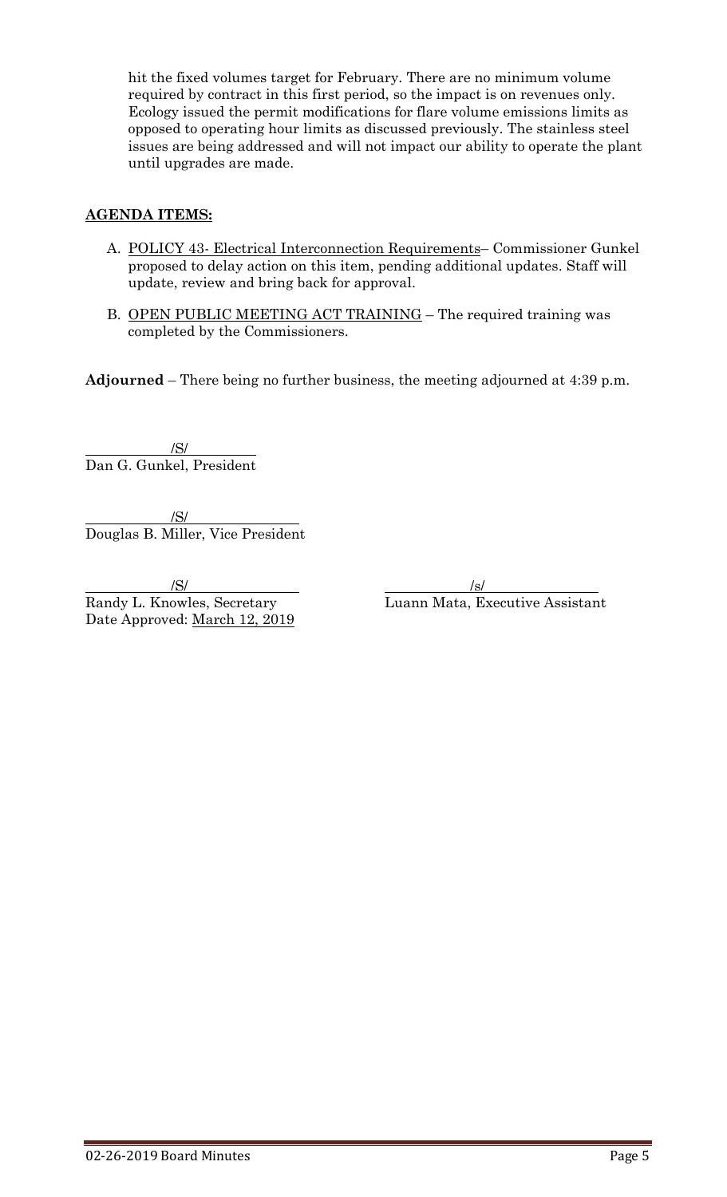hit the fixed volumes target for February. There are no minimum volume required by contract in this first period, so the impact is on revenues only. Ecology issued the permit modifications for flare volume emissions limits as opposed to operating hour limits as discussed previously. The stainless steel issues are being addressed and will not impact our ability to operate the plant until upgrades are made.

**AGENDA ITEMS:**

A. POLICY 43- Electrical Interconnection Requirements– Commissioner Gunkel proposed to delay action on this item, pending additional updates. Staff will update, review and bring back for approval.

B. OPEN PUBLIC MEETING ACT TRAINING – The required training was completed by the Commissioners.

**Adjourned** – There being no further business, the meeting adjourned at 4:39 p.m.

/S/
Dan G. Gunkel, President

/S/
Douglas B. Miller, Vice President

/S/
Randy L. Knowles, Secretary
Date Approved: March 12, 2019

/s/
Luann Mata, Executive Assistant